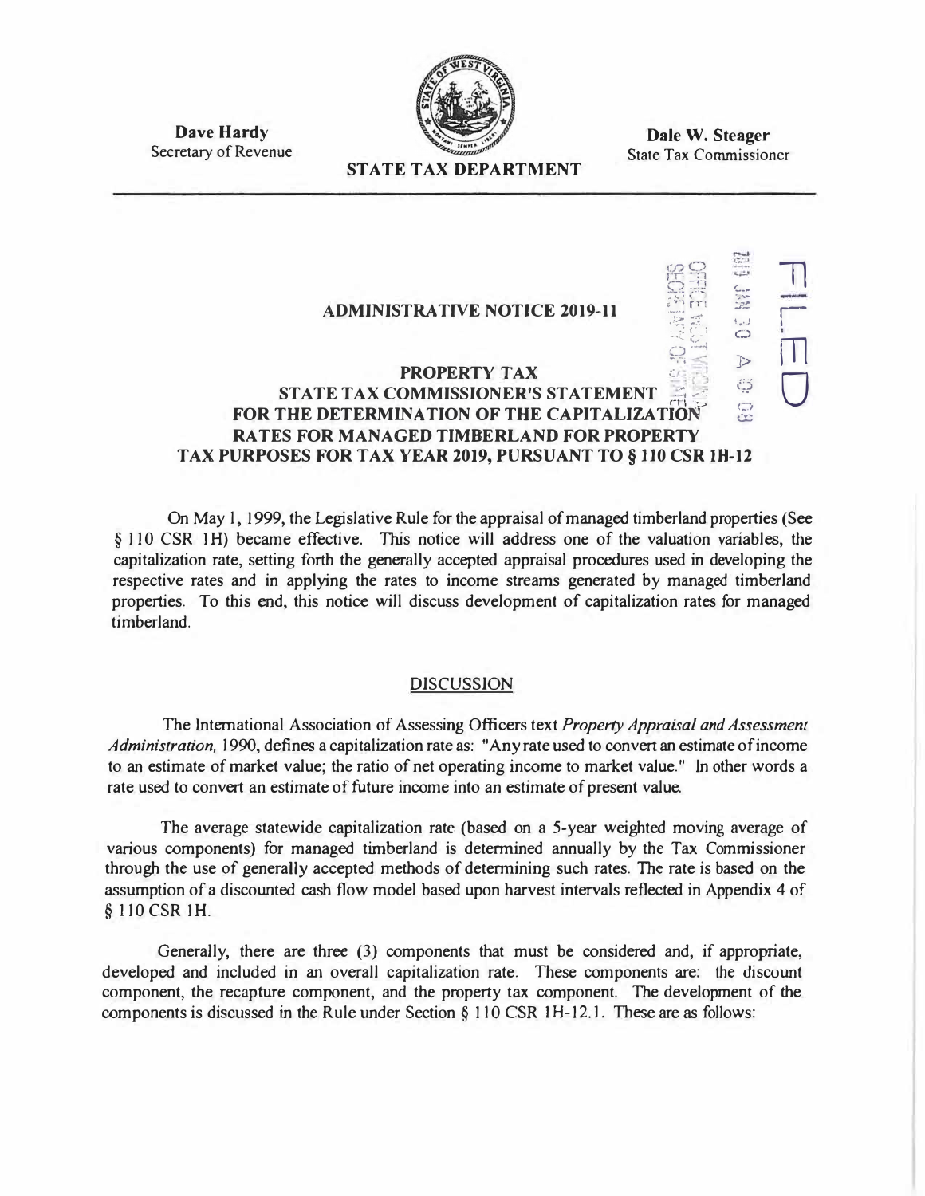Dave Hardy
Secretary of Revenue

**STATE TAX DEPARTMENT**

Dale W. Steager
State Tax Commissioner

FILED

2019 JAN 30 A 10: 09

OFFICE WEST VIRGINIA
SECRETARY OF STATE

# ADMINISTRATIVE NOTICE 2019-11

## PROPERTY TAX
## STATE TAX COMMISSIONER'S STATEMENT FOR THE DETERMINATION OF THE CAPITALIZATION RATES FOR MANAGED TIMBERLAND FOR PROPERTY TAX PURPOSES FOR TAX YEAR 2019, PURSUANT TO § 110 CSR 1H-12

On May 1, 1999, the Legislative Rule for the appraisal of managed timberland properties (See § 110 CSR 1H) became effective. This notice will address one of the valuation variables, the capitalization rate, setting forth the generally accepted appraisal procedures used in developing the respective rates and in applying the rates to income streams generated by managed timberland properties. To this end, this notice will discuss development of capitalization rates for managed timberland.

## DISCUSSION

The International Association of Assessing Officers text *Property Appraisal and Assessment Administration*, 1990, defines a capitalization rate as: "Any rate used to convert an estimate of income to an estimate of market value; the ratio of net operating income to market value." In other words a rate used to convert an estimate of future income into an estimate of present value.

The average statewide capitalization rate (based on a 5-year weighted moving average of various components) for managed timberland is determined annually by the Tax Commissioner through the use of generally accepted methods of determining such rates. The rate is based on the assumption of a discounted cash flow model based upon harvest intervals reflected in Appendix 4 of § 110 CSR 1H.

Generally, there are three (3) components that must be considered and, if appropriate, developed and included in an overall capitalization rate. These components are: the discount component, the recapture component, and the property tax component. The development of the components is discussed in the Rule under Section § 110 CSR 1H-12.1. These are as follows: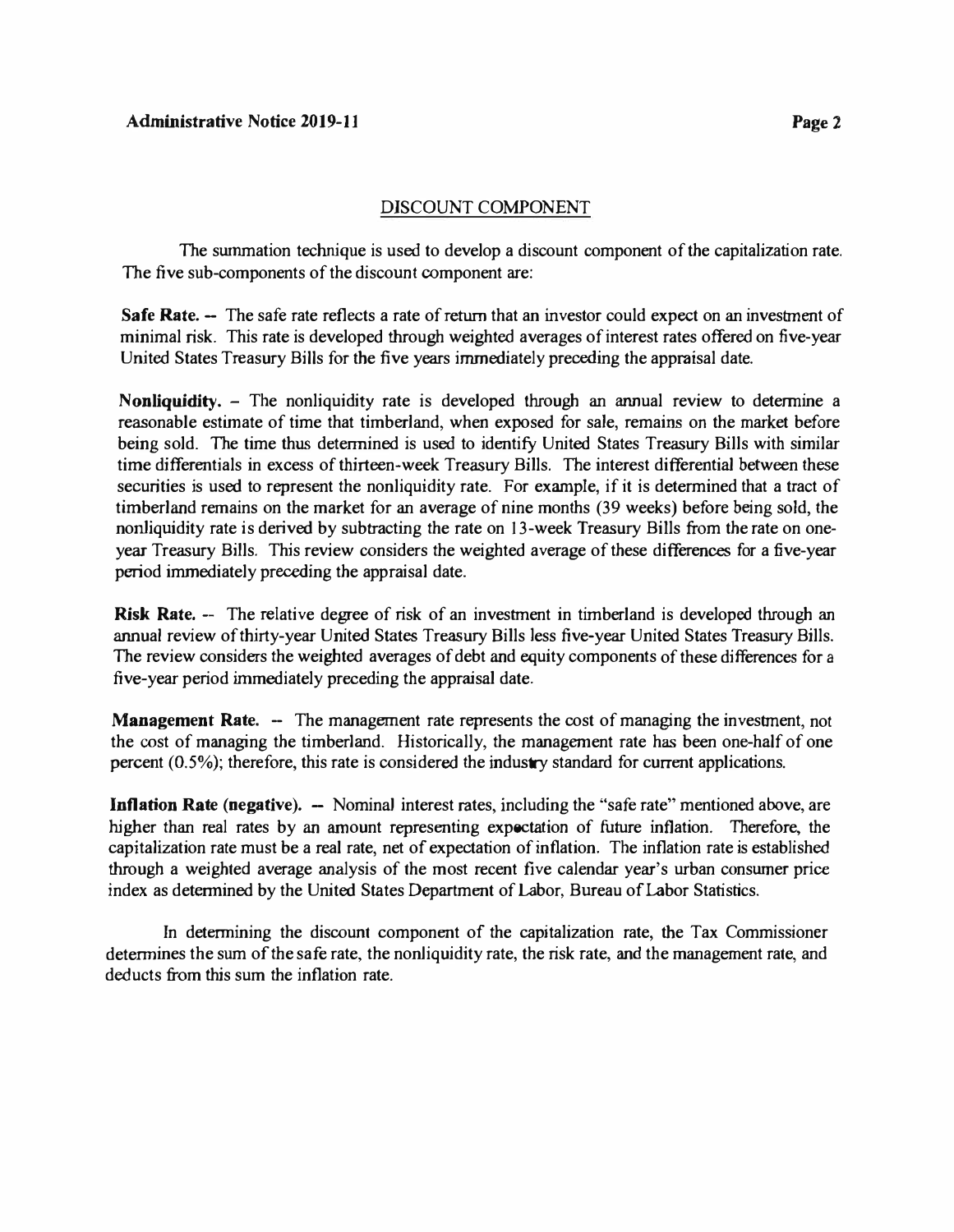## DISCOUNT COMPONENT

The summation technique is used to develop a discount component of the capitalization rate. The five sub-components of the discount component are:

**Safe Rate.** -- The safe rate reflects a rate of return that an investor could expect on an investment of minimal risk. This rate is developed through weighted averages of interest rates offered on five-year United States Treasury Bills for the five years immediately preceding the appraisal date.

**Nonliquidity.** – The nonliquidity rate is developed through an annual review to determine a reasonable estimate of time that timberland, when exposed for sale, remains on the market before being sold. The time thus determined is used to identify United States Treasury Bills with similar time differentials in excess of thirteen-week Treasury Bills. The interest differential between these securities is used to represent the nonliquidity rate. For example, if it is determined that a tract of timberland remains on the market for an average of nine months (39 weeks) before being sold, the nonliquidity rate is derived by subtracting the rate on 13-week Treasury Bills from the rate on one-year Treasury Bills. This review considers the weighted average of these differences for a five-year period immediately preceding the appraisal date.

**Risk Rate.** -- The relative degree of risk of an investment in timberland is developed through an annual review of thirty-year United States Treasury Bills less five-year United States Treasury Bills. The review considers the weighted averages of debt and equity components of these differences for a five-year period immediately preceding the appraisal date.

**Management Rate.** -- The management rate represents the cost of managing the investment, not the cost of managing the timberland. Historically, the management rate has been one-half of one percent (0.5%); therefore, this rate is considered the industry standard for current applications.

**Inflation Rate (negative).** -- Nominal interest rates, including the "safe rate" mentioned above, are higher than real rates by an amount representing expectation of future inflation. Therefore, the capitalization rate must be a real rate, net of expectation of inflation. The inflation rate is established through a weighted average analysis of the most recent five calendar year's urban consumer price index as determined by the United States Department of Labor, Bureau of Labor Statistics.

In determining the discount component of the capitalization rate, the Tax Commissioner determines the sum of the safe rate, the nonliquidity rate, the risk rate, and the management rate, and deducts from this sum the inflation rate.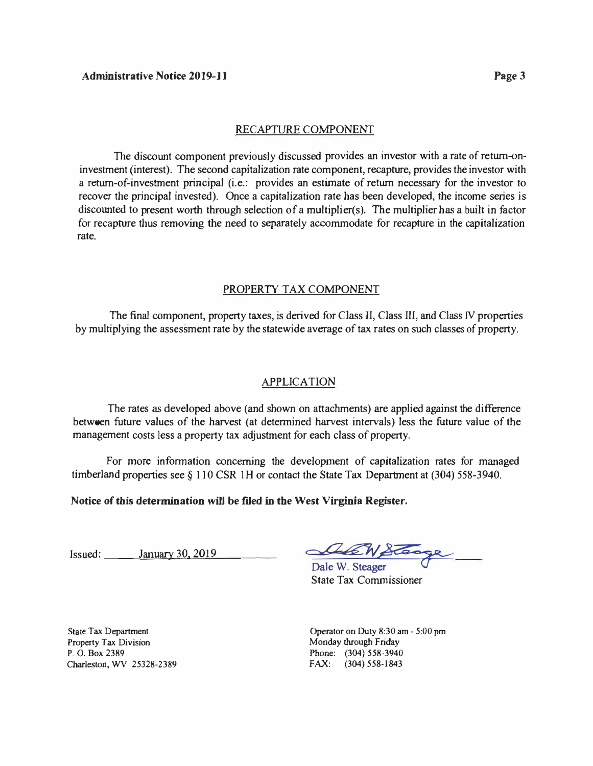## RECAPTURE COMPONENT

The discount component previously discussed provides an investor with a rate of return-on-investment (interest). The second capitalization rate component, recapture, provides the investor with a return-of-investment principal (i.e.: provides an estimate of return necessary for the investor to recover the principal invested). Once a capitalization rate has been developed, the income series is discounted to present worth through selection of a multiplier(s). The multiplier has a built in factor for recapture thus removing the need to separately accommodate for recapture in the capitalization rate.

## PROPERTY TAX COMPONENT

The final component, property taxes, is derived for Class II, Class III, and Class IV properties by multiplying the assessment rate by the statewide average of tax rates on such classes of property.

## APPLICATION

The rates as developed above (and shown on attachments) are applied against the difference between future values of the harvest (at determined harvest intervals) less the future value of the management costs less a property tax adjustment for each class of property.

For more information concerning the development of capitalization rates for managed timberland properties see § 110 CSR 1H or contact the State Tax Department at (304) 558-3940.

**Notice of this determination will be filed in the West Virginia Register.**

Issued: January 30, 2019

Dale W. Steager
State Tax Commissioner

State Tax Department
Property Tax Division
P. O. Box 2389
Charleston, WV 25328-2389

Operator on Duty 8:30 am - 5:00 pm
Monday through Friday
Phone: (304) 558-3940
FAX: (304) 558-1843